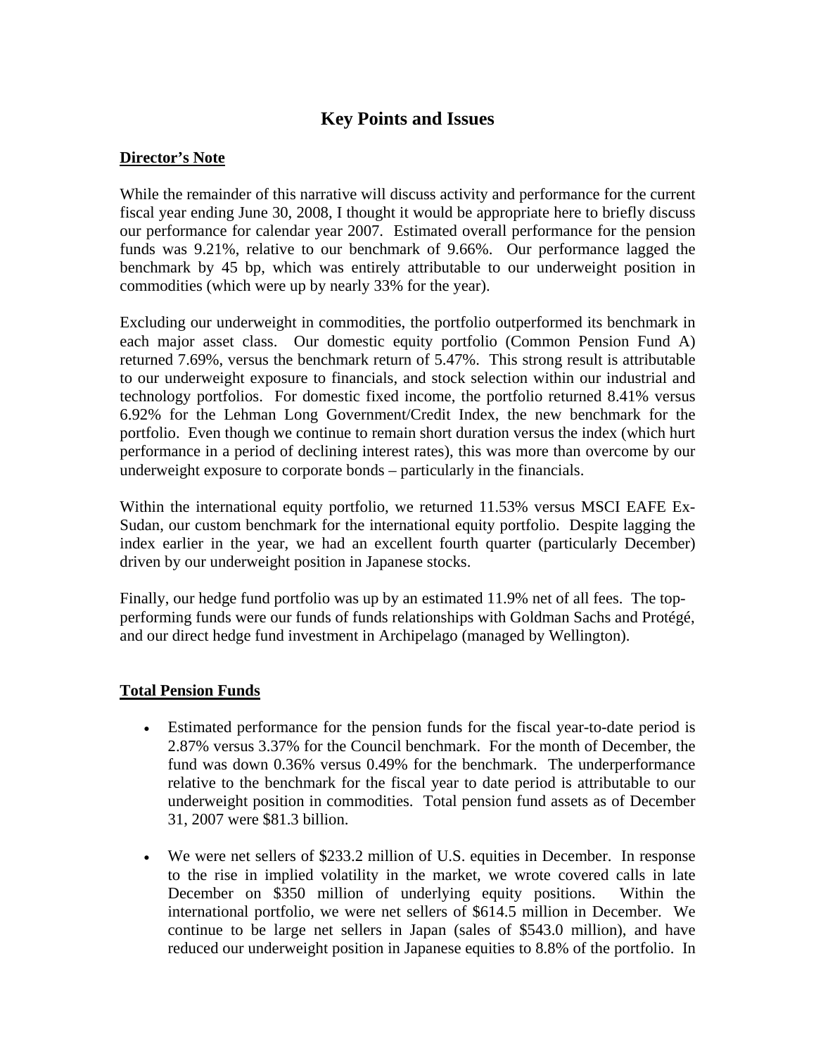# Key Points and Issues

## Director's Note

While the remainder of this narrative will discuss activity and performance for the current fiscal year ending June 30, 2008, I thought it would be appropriate here to briefly discuss our performance for calendar year 2007. Estimated overall performance for the pension funds was 9.21%, relative to our benchmark of 9.66%. Our performance lagged the benchmark by 45 bp, which was entirely attributable to our underweight position in commodities (which were up by nearly 33% for the year).

Excluding our underweight in commodities, the portfolio outperformed its benchmark in each major asset class. Our domestic equity portfolio (Common Pension Fund A) returned 7.69%, versus the benchmark return of 5.47%. This strong result is attributable to our underweight exposure to financials, and stock selection within our industrial and technology portfolios. For domestic fixed income, the portfolio returned 8.41% versus 6.92% for the Lehman Long Government/Credit Index, the new benchmark for the portfolio. Even though we continue to remain short duration versus the index (which hurt performance in a period of declining interest rates), this was more than overcome by our underweight exposure to corporate bonds – particularly in the financials.

Within the international equity portfolio, we returned 11.53% versus MSCI EAFE Ex-Sudan, our custom benchmark for the international equity portfolio. Despite lagging the index earlier in the year, we had an excellent fourth quarter (particularly December) driven by our underweight position in Japanese stocks.

Finally, our hedge fund portfolio was up by an estimated 11.9% net of all fees. The top-performing funds were our funds of funds relationships with Goldman Sachs and Protégé, and our direct hedge fund investment in Archipelago (managed by Wellington).

## Total Pension Funds

- Estimated performance for the pension funds for the fiscal year-to-date period is 2.87% versus 3.37% for the Council benchmark. For the month of December, the fund was down 0.36% versus 0.49% for the benchmark. The underperformance relative to the benchmark for the fiscal year to date period is attributable to our underweight position in commodities. Total pension fund assets as of December 31, 2007 were $81.3 billion.
- We were net sellers of $233.2 million of U.S. equities in December. In response to the rise in implied volatility in the market, we wrote covered calls in late December on $350 million of underlying equity positions. Within the international portfolio, we were net sellers of $614.5 million in December. We continue to be large net sellers in Japan (sales of $543.0 million), and have reduced our underweight position in Japanese equities to 8.8% of the portfolio. In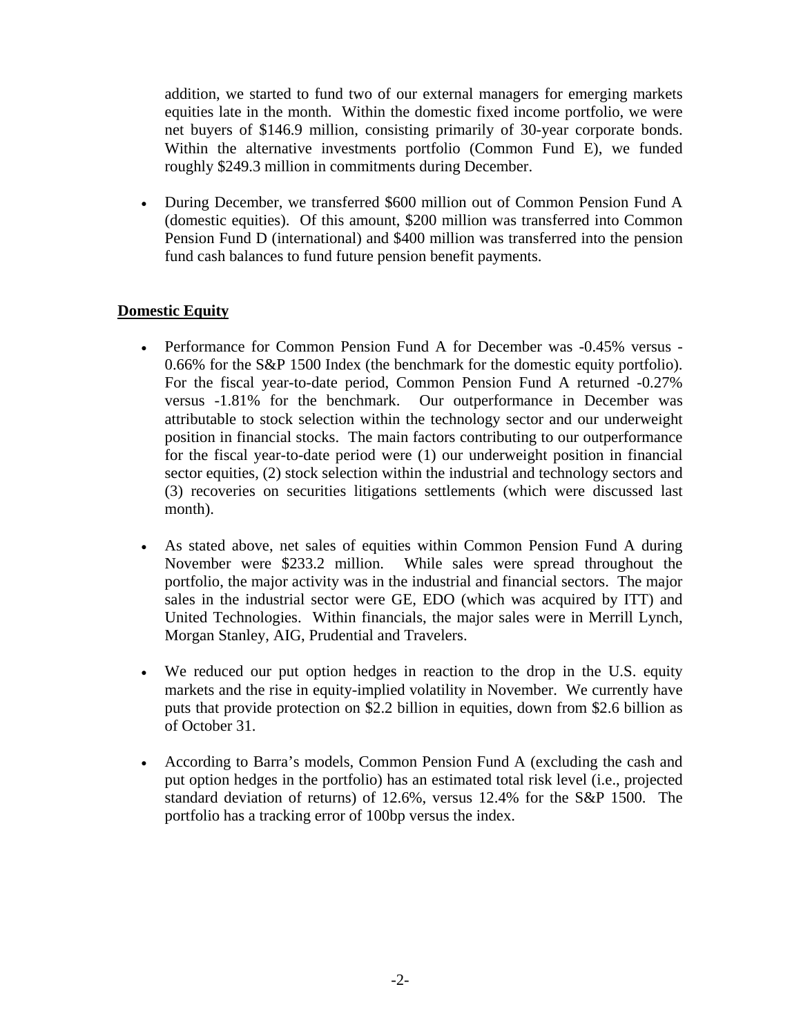addition, we started to fund two of our external managers for emerging markets equities late in the month. Within the domestic fixed income portfolio, we were net buyers of $146.9 million, consisting primarily of 30-year corporate bonds. Within the alternative investments portfolio (Common Fund E), we funded roughly $249.3 million in commitments during December.

- During December, we transferred $600 million out of Common Pension Fund A (domestic equities). Of this amount, $200 million was transferred into Common Pension Fund D (international) and $400 million was transferred into the pension fund cash balances to fund future pension benefit payments.

**<u>Domestic Equity</u>**

- Performance for Common Pension Fund A for December was -0.45% versus -0.66% for the S&P 1500 Index (the benchmark for the domestic equity portfolio). For the fiscal year-to-date period, Common Pension Fund A returned -0.27% versus -1.81% for the benchmark. Our outperformance in December was attributable to stock selection within the technology sector and our underweight position in financial stocks. The main factors contributing to our outperformance for the fiscal year-to-date period were (1) our underweight position in financial sector equities, (2) stock selection within the industrial and technology sectors and (3) recoveries on securities litigations settlements (which were discussed last month).

- As stated above, net sales of equities within Common Pension Fund A during November were $233.2 million. While sales were spread throughout the portfolio, the major activity was in the industrial and financial sectors. The major sales in the industrial sector were GE, EDO (which was acquired by ITT) and United Technologies. Within financials, the major sales were in Merrill Lynch, Morgan Stanley, AIG, Prudential and Travelers.

- We reduced our put option hedges in reaction to the drop in the U.S. equity markets and the rise in equity-implied volatility in November. We currently have puts that provide protection on $2.2 billion in equities, down from $2.6 billion as of October 31.

- According to Barra's models, Common Pension Fund A (excluding the cash and put option hedges in the portfolio) has an estimated total risk level (i.e., projected standard deviation of returns) of 12.6%, versus 12.4% for the S&P 1500. The portfolio has a tracking error of 100bp versus the index.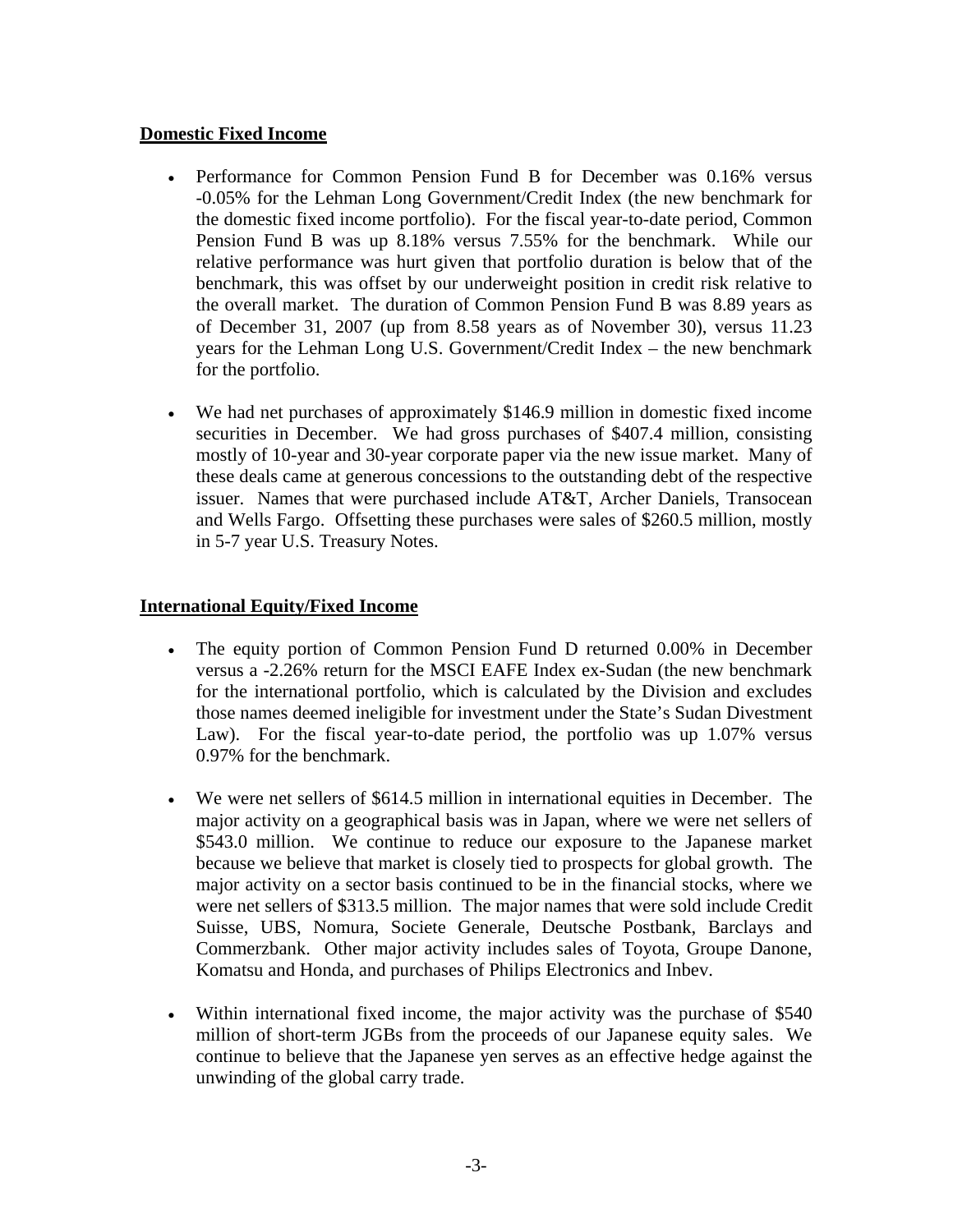## Domestic Fixed Income

- Performance for Common Pension Fund B for December was 0.16% versus -0.05% for the Lehman Long Government/Credit Index (the new benchmark for the domestic fixed income portfolio). For the fiscal year-to-date period, Common Pension Fund B was up 8.18% versus 7.55% for the benchmark. While our relative performance was hurt given that portfolio duration is below that of the benchmark, this was offset by our underweight position in credit risk relative to the overall market. The duration of Common Pension Fund B was 8.89 years as of December 31, 2007 (up from 8.58 years as of November 30), versus 11.23 years for the Lehman Long U.S. Government/Credit Index – the new benchmark for the portfolio.

- We had net purchases of approximately $146.9 million in domestic fixed income securities in December. We had gross purchases of $407.4 million, consisting mostly of 10-year and 30-year corporate paper via the new issue market. Many of these deals came at generous concessions to the outstanding debt of the respective issuer. Names that were purchased include AT&T, Archer Daniels, Transocean and Wells Fargo. Offsetting these purchases were sales of $260.5 million, mostly in 5-7 year U.S. Treasury Notes.

## International Equity/Fixed Income

- The equity portion of Common Pension Fund D returned 0.00% in December versus a -2.26% return for the MSCI EAFE Index ex-Sudan (the new benchmark for the international portfolio, which is calculated by the Division and excludes those names deemed ineligible for investment under the State's Sudan Divestment Law). For the fiscal year-to-date period, the portfolio was up 1.07% versus 0.97% for the benchmark.

- We were net sellers of $614.5 million in international equities in December. The major activity on a geographical basis was in Japan, where we were net sellers of $543.0 million. We continue to reduce our exposure to the Japanese market because we believe that market is closely tied to prospects for global growth. The major activity on a sector basis continued to be in the financial stocks, where we were net sellers of $313.5 million. The major names that were sold include Credit Suisse, UBS, Nomura, Societe Generale, Deutsche Postbank, Barclays and Commerzbank. Other major activity includes sales of Toyota, Groupe Danone, Komatsu and Honda, and purchases of Philips Electronics and Inbev.

- Within international fixed income, the major activity was the purchase of $540 million of short-term JGBs from the proceeds of our Japanese equity sales. We continue to believe that the Japanese yen serves as an effective hedge against the unwinding of the global carry trade.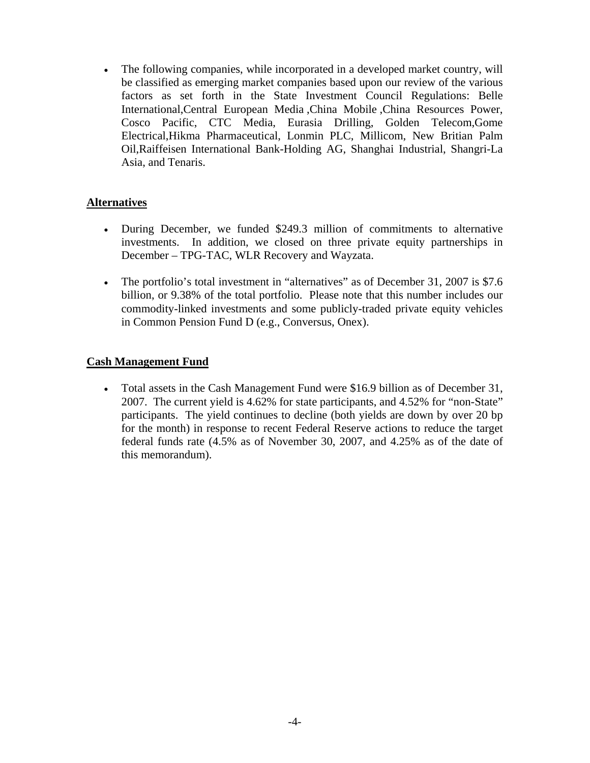- The following companies, while incorporated in a developed market country, will be classified as emerging market companies based upon our review of the various factors as set forth in the State Investment Council Regulations: Belle International,Central European Media ,China Mobile ,China Resources Power, Cosco Pacific, CTC Media, Eurasia Drilling, Golden Telecom,Gome Electrical,Hikma Pharmaceutical, Lonmin PLC, Millicom, New Britian Palm Oil,Raiffeisen International Bank-Holding AG, Shanghai Industrial, Shangri-La Asia, and Tenaris.

## Alternatives

- During December, we funded $249.3 million of commitments to alternative investments. In addition, we closed on three private equity partnerships in December – TPG-TAC, WLR Recovery and Wayzata.

- The portfolio's total investment in "alternatives" as of December 31, 2007 is $7.6 billion, or 9.38% of the total portfolio. Please note that this number includes our commodity-linked investments and some publicly-traded private equity vehicles in Common Pension Fund D (e.g., Conversus, Onex).

## Cash Management Fund

- Total assets in the Cash Management Fund were $16.9 billion as of December 31, 2007. The current yield is 4.62% for state participants, and 4.52% for "non-State" participants. The yield continues to decline (both yields are down by over 20 bp for the month) in response to recent Federal Reserve actions to reduce the target federal funds rate (4.5% as of November 30, 2007, and 4.25% as of the date of this memorandum).